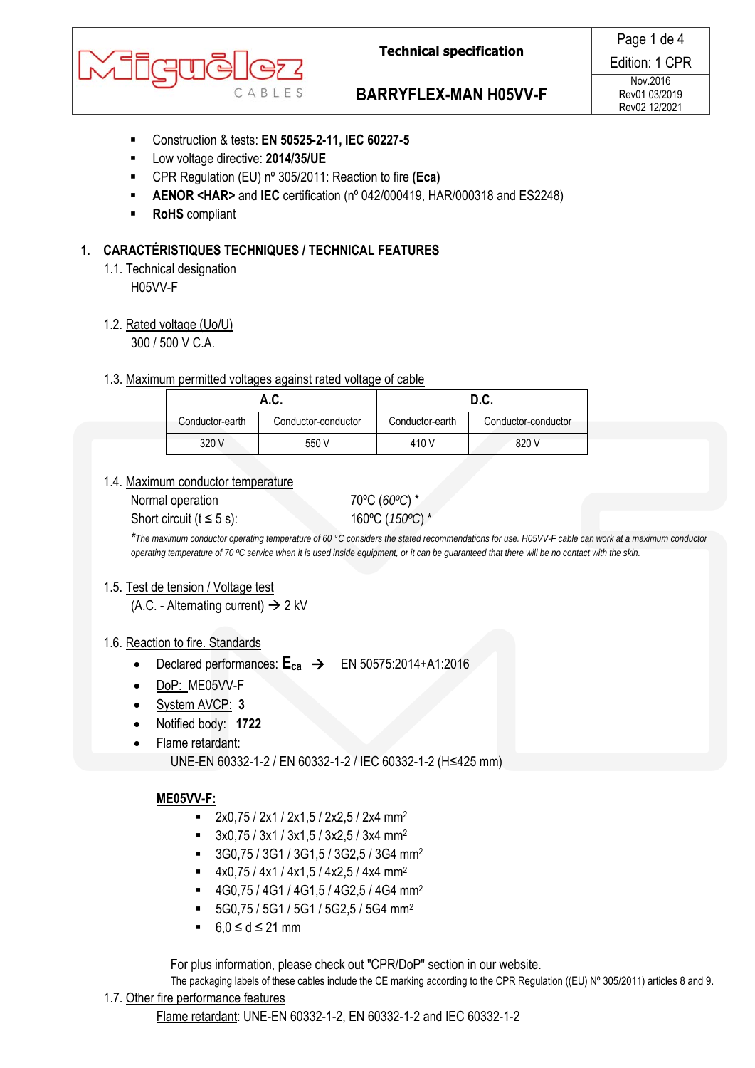| Miguélez CABLES | Technical specification | Page 1 de 4 |
|---|---|---|
| | **BARRYFLEX-MAN H05VV-F** | Edition: 1 CPR |
| | | Nov.2016 Rev01 03/2019 Rev02 12/2021 |

- Construction & tests: **EN 50525-2-11, IEC 60227-5**
- Low voltage directive: **2014/35/UE**
- CPR Regulation (EU) nº 305/2011: Reaction to fire **(Eca)**
- **AENOR <HAR>** and **IEC** certification (nº 042/000419, HAR/000318 and ES2248)
- **RoHS** compliant

## 1. CARACTÉRISTIQUES TECHNIQUES / TECHNICAL FEATURES

1.1. Technical designation

H05VV-F

1.2. Rated voltage (Uo/U)

300 / 500 V C.A.

1.3. Maximum permitted voltages against rated voltage of cable

| A.C. | | D.C. | |
|---|---|---|---|
| Conductor-earth | Conductor-conductor | Conductor-earth | Conductor-conductor |
| 320 V | 550 V | 410 V | 820 V |

1.4. Maximum conductor temperature

Normal operation 70ºC (*60ºC*) *

Short circuit (t ≤ 5 s): 160ºC (*150ºC*) *

**The maximum conductor operating temperature of 60 °C considers the stated recommendations for use. H05VV-F cable can work at a maximum conductor operating temperature of 70 ºC service when it is used inside equipment, or it can be guaranteed that there will be no contact with the skin.*

1.5. Test de tension / Voltage test

(A.C. - Alternating current) → 2 kV

1.6. Reaction to fire. Standards

- Declared performances: $\mathbf{E_{ca}}$ → EN 50575:2014+A1:2016
- DoP: ME05VV-F
- System AVCP: **3**
- Notified body: **1722**
- Flame retardant:

UNE-EN 60332-1-2 / EN 60332-1-2 / IEC 60332-1-2 (H≤425 mm)

**ME05VV-F:**

- 2x0,75 / 2x1 / 2x1,5 / 2x2,5 / 2x4 mm²
- 3x0,75 / 3x1 / 3x1,5 / 3x2,5 / 3x4 mm²
- 3G0,75 / 3G1 / 3G1,5 / 3G2,5 / 3G4 mm²
- 4x0,75 / 4x1 / 4x1,5 / 4x2,5 / 4x4 mm²
- 4G0,75 / 4G1 / 4G1,5 / 4G2,5 / 4G4 mm²
- 5G0,75 / 5G1 / 5G1 / 5G2,5 / 5G4 mm²
- 6,0 ≤ d ≤ 21 mm

For plus information, please check out "CPR/DoP" section in our website.

The packaging labels of these cables include the CE marking according to the CPR Regulation ((EU) Nº 305/2011) articles 8 and 9.

1.7. Other fire performance features

Flame retardant: UNE-EN 60332-1-2, EN 60332-1-2 and IEC 60332-1-2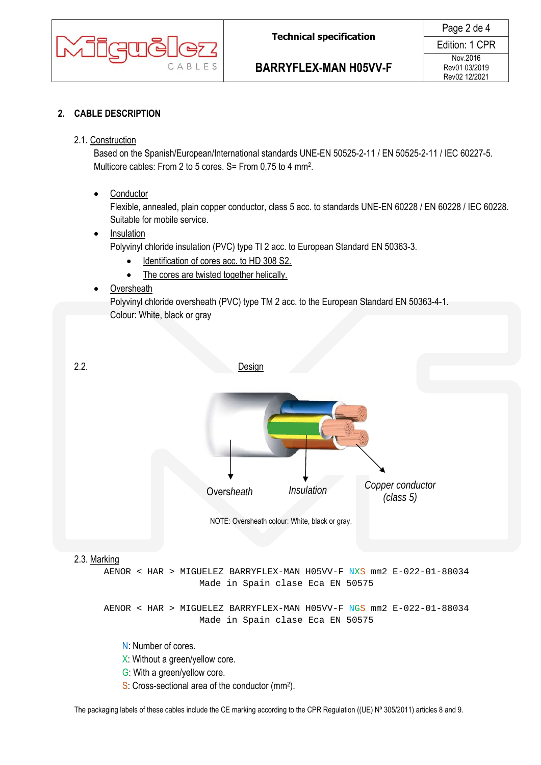## 2. CABLE DESCRIPTION

### 2.1. Construction

Based on the Spanish/European/International standards UNE-EN 50525-2-11 / EN 50525-2-11 / IEC 60227-5.
Multicore cables: From 2 to 5 cores. S= From 0,75 to 4 mm².

- Conductor
  Flexible, annealed, plain copper conductor, class 5 acc. to standards UNE-EN 60228 / EN 60228 / IEC 60228. Suitable for mobile service.
- Insulation
  Polyvinyl chloride insulation (PVC) type TI 2 acc. to European Standard EN 50363-3.
  - Identification of cores acc. to HD 308 S2.
  - The cores are twisted together helically.
- Oversheath
  Polyvinyl chloride oversheath (PVC) type TM 2 acc. to the European Standard EN 50363-4-1.
  Colour: White, black or gray

### 2.2. Design

Oversheath
Insulation
Copper conductor (class 5)

NOTE: Oversheath colour: White, black or gray.

### 2.3. Marking

```
AENOR < HAR > MIGUELEZ BARRYFLEX-MAN H05VV-F NXS mm2 E-022-01-88034
                 Made in Spain clase Eca EN 50575

AENOR < HAR > MIGUELEZ BARRYFLEX-MAN H05VV-F NGS mm2 E-022-01-88034
                 Made in Spain clase Eca EN 50575
```

N: Number of cores.
X: Without a green/yellow core.
G: With a green/yellow core.
S: Cross-sectional area of the conductor (mm²).

The packaging labels of these cables include the CE marking according to the CPR Regulation ((UE) Nº 305/2011) articles 8 and 9.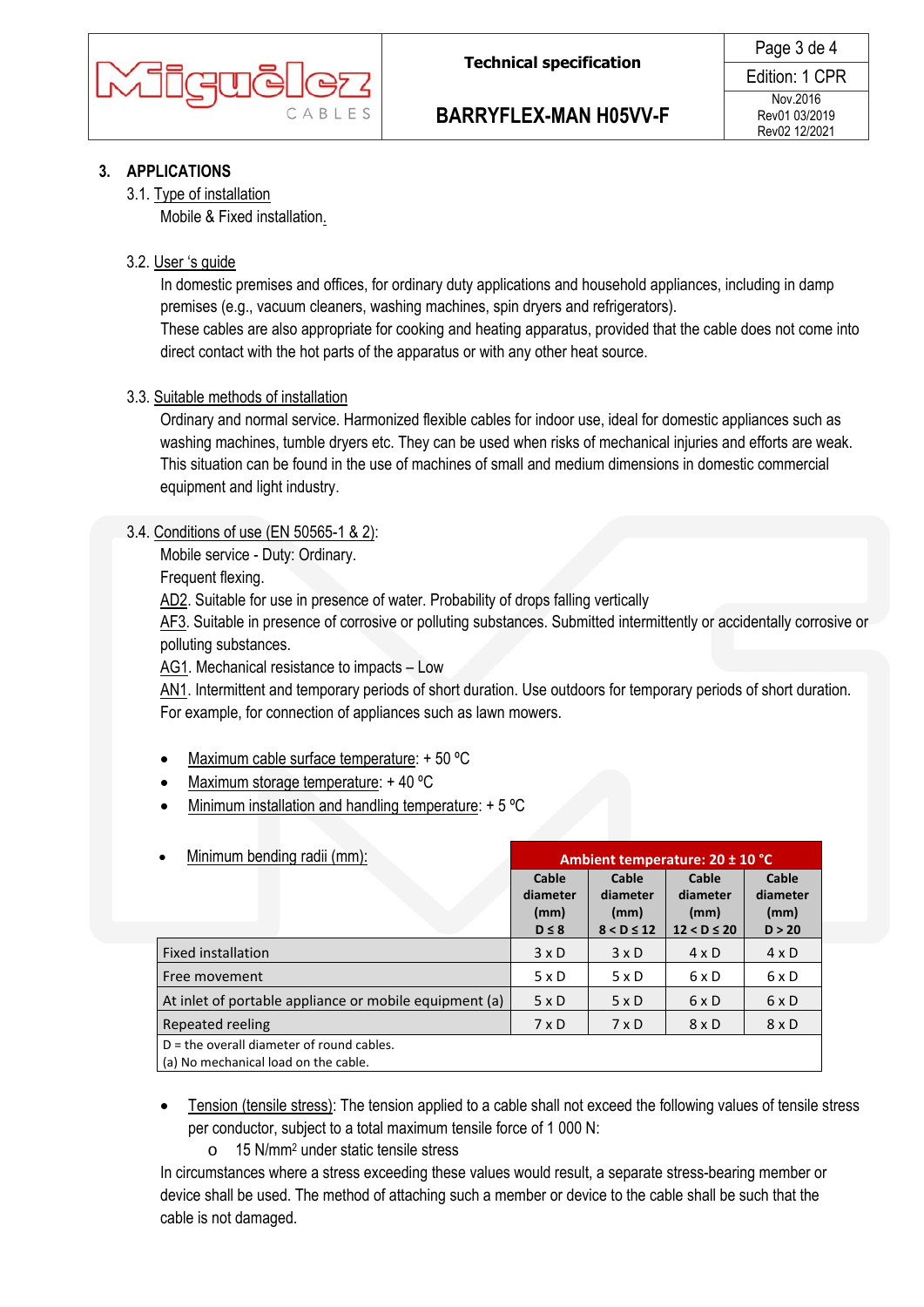## 3. APPLICATIONS

3.1. Type of installation

Mobile & Fixed installation.

3.2. User 's guide

In domestic premises and offices, for ordinary duty applications and household appliances, including in damp premises (e.g., vacuum cleaners, washing machines, spin dryers and refrigerators).
These cables are also appropriate for cooking and heating apparatus, provided that the cable does not come into direct contact with the hot parts of the apparatus or with any other heat source.

3.3. Suitable methods of installation

Ordinary and normal service. Harmonized flexible cables for indoor use, ideal for domestic appliances such as washing machines, tumble dryers etc. They can be used when risks of mechanical injuries and efforts are weak. This situation can be found in the use of machines of small and medium dimensions in domestic commercial equipment and light industry.

3.4. Conditions of use (EN 50565-1 & 2):

Mobile service - Duty: Ordinary.
Frequent flexing.
AD2. Suitable for use in presence of water. Probability of drops falling vertically
AF3. Suitable in presence of corrosive or polluting substances. Submitted intermittently or accidentally corrosive or polluting substances.
AG1. Mechanical resistance to impacts – Low
AN1. Intermittent and temporary periods of short duration. Use outdoors for temporary periods of short duration. For example, for connection of appliances such as lawn mowers.

- Maximum cable surface temperature: + 50 ºC
- Maximum storage temperature: + 40 ºC
- Minimum installation and handling temperature: + 5 ºC
- Minimum bending radii (mm):

| | **Ambient temperature: 20 ± 10 °C** | | | |
|---|---|---|---|---|
| | **Cable diameter (mm) D ≤ 8** | **Cable diameter (mm) 8 < D ≤ 12** | **Cable diameter (mm) 12 < D ≤ 20** | **Cable diameter (mm) D > 20** |
| Fixed installation | 3 x D | 3 x D | 4 x D | 4 x D |
| Free movement | 5 x D | 5 x D | 6 x D | 6 x D |
| At inlet of portable appliance or mobile equipment (a) | 5 x D | 5 x D | 6 x D | 6 x D |
| Repeated reeling | 7 x D | 7 x D | 8 x D | 8 x D |

D = the overall diameter of round cables.
(a) No mechanical load on the cable.

- Tension (tensile stress): The tension applied to a cable shall not exceed the following values of tensile stress per conductor, subject to a total maximum tensile force of 1 000 N:
  - 15 N/mm$^2$ under static tensile stress

In circumstances where a stress exceeding these values would result, a separate stress-bearing member or device shall be used. The method of attaching such a member or device to the cable shall be such that the cable is not damaged.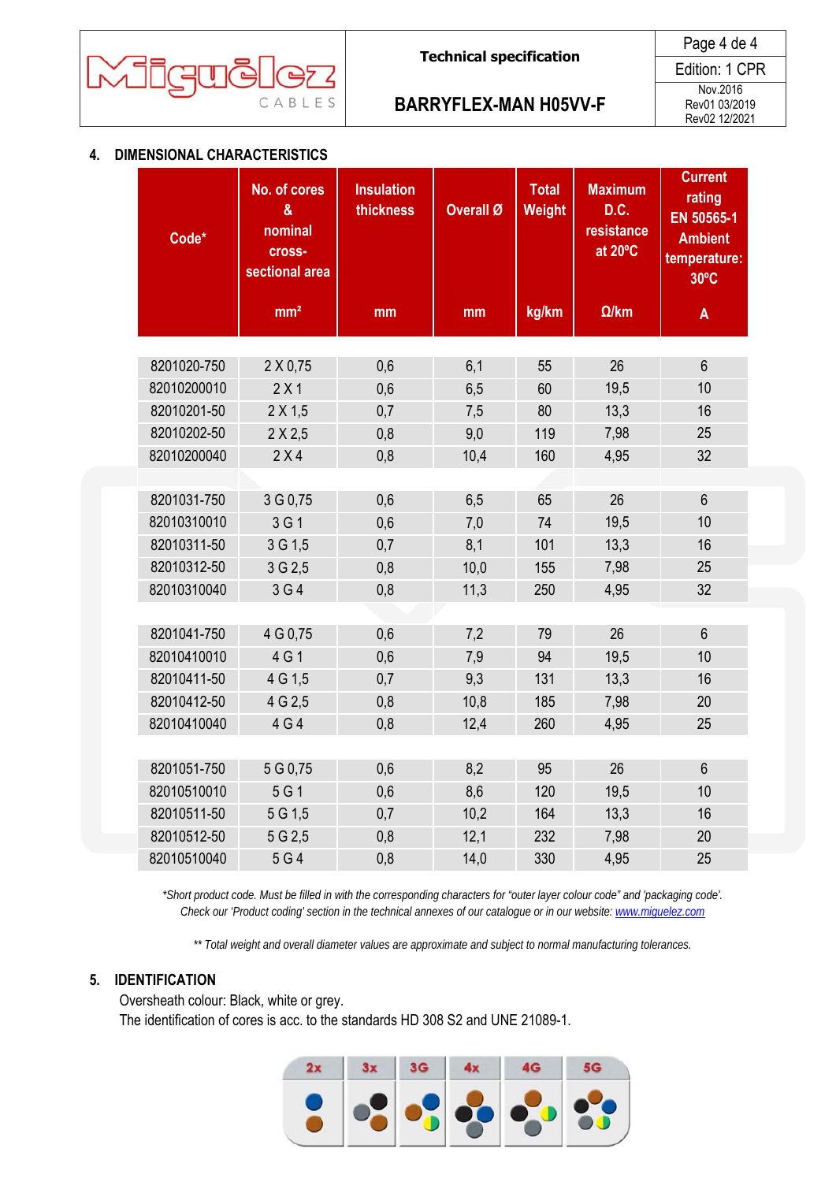## 4. DIMENSIONAL CHARACTERISTICS

| Code* | No. of cores & nominal cross-sectional area mm² | Insulation thickness mm | Overall Ø mm | Total Weight kg/km | Maximum D.C. resistance at 20°C Ω/km | Current rating EN 50565-1 Ambient temperature: 30ºC A |
|---|---|---|---|---|---|---|
| 8201020-750 | 2 X 0,75 | 0,6 | 6,1 | 55 | 26 | 6 |
| 82010200010 | 2 X 1 | 0,6 | 6,5 | 60 | 19,5 | 10 |
| 82010201-50 | 2 X 1,5 | 0,7 | 7,5 | 80 | 13,3 | 16 |
| 82010202-50 | 2 X 2,5 | 0,8 | 9,0 | 119 | 7,98 | 25 |
| 82010200040 | 2 X 4 | 0,8 | 10,4 | 160 | 4,95 | 32 |
| 8201031-750 | 3 G 0,75 | 0,6 | 6,5 | 65 | 26 | 6 |
| 82010310010 | 3 G 1 | 0,6 | 7,0 | 74 | 19,5 | 10 |
| 82010311-50 | 3 G 1,5 | 0,7 | 8,1 | 101 | 13,3 | 16 |
| 82010312-50 | 3 G 2,5 | 0,8 | 10,0 | 155 | 7,98 | 25 |
| 82010310040 | 3 G 4 | 0,8 | 11,3 | 250 | 4,95 | 32 |
| 8201041-750 | 4 G 0,75 | 0,6 | 7,2 | 79 | 26 | 6 |
| 82010410010 | 4 G 1 | 0,6 | 7,9 | 94 | 19,5 | 10 |
| 82010411-50 | 4 G 1,5 | 0,7 | 9,3 | 131 | 13,3 | 16 |
| 82010412-50 | 4 G 2,5 | 0,8 | 10,8 | 185 | 7,98 | 20 |
| 82010410040 | 4 G 4 | 0,8 | 12,4 | 260 | 4,95 | 25 |
| 8201051-750 | 5 G 0,75 | 0,6 | 8,2 | 95 | 26 | 6 |
| 82010510010 | 5 G 1 | 0,6 | 8,6 | 120 | 19,5 | 10 |
| 82010511-50 | 5 G 1,5 | 0,7 | 10,2 | 164 | 13,3 | 16 |
| 82010512-50 | 5 G 2,5 | 0,8 | 12,1 | 232 | 7,98 | 20 |
| 82010510040 | 5 G 4 | 0,8 | 14,0 | 330 | 4,95 | 25 |

*\*Short product code. Must be filled in with the corresponding characters for "outer layer colour code" and 'packaging code'. Check our 'Product coding' section in the technical annexes of our catalogue or in our website: www.miguelez.com*

*\*\* Total weight and overall diameter values are approximate and subject to normal manufacturing tolerances.*

## 5. IDENTIFICATION

Oversheath colour: Black, white or grey.

The identification of cores is acc. to the standards HD 308 S2 and UNE 21089-1.

2x 3x 3G 4x 4G 5G